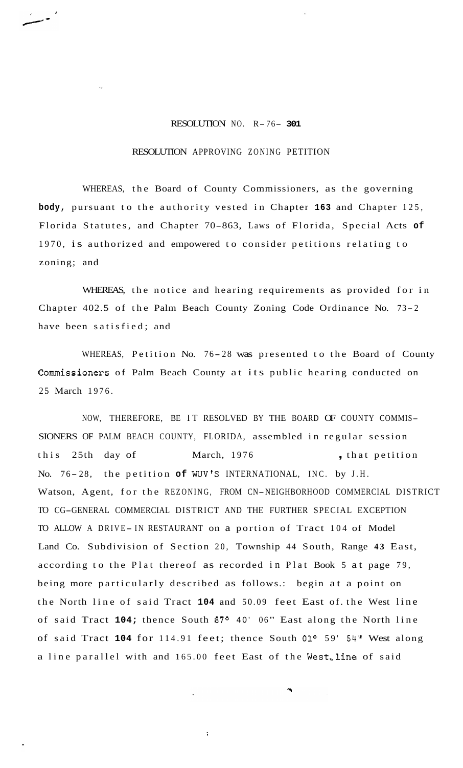RESOLUTION NO. R-76- **301**

RESOLUTION APPROVING ZONING PETITION

WHEREAS, the Board of County Commissioners, as the governing **body,** pursuant to the authority vested in Chapter **163** and Chapter 125, Florida Statutes, and Chapter 70-863, Laws of Florida, Special Acts **of** 1970, is authorized and empowered to consider petitions relating to zoning; and

WHEREAS, the notice and hearing requirements as provided for in Chapter 402.5 of the Palm Beach County Zoning Code Ordinance No. 73-2 have been satisfied; and

WHEREAS, Petition No. 76-28 was presented to the Board of County Commissioners of Palm Beach County at its public hearing conducted on 25 March 1976.

NOW, THEREFORE, BE IT RESOLVED BY THE BOARD OF COUNTY COMMISSIONERS OF PALM BEACH COUNTY, FLORIDA, assembled in regular session this 25th day of March, 1976 , that petition No. 76-28, the petition **of** WUV'S INTERNATIONAL, INC. by J.H. Watson, Agent, for the REZONING, FROM CN-NEIGHBORHOOD COMMERCIAL DISTRICT TO CG-GENERAL COMMERCIAL DISTRICT AND THE FURTHER SPECIAL EXCEPTION TO ALLOW A DRIVE-IN RESTAURANT on a portion of Tract 104 of Model Land Co. Subdivision of Section 20, Township 44 South, Range **43** East, according to the Plat thereof as recorded in Plat Book 5 at page 79, being more particularly described as follows.: begin at a point on the North line of said Tract **104** and 50.09 feet East of. the West line of said Tract **104;** thence South 87° 40' 06" East along the North line of said Tract **104** for 114.91 feet; thence South 01° 59' 54" West along a line parallel with and 165.00 feet East of the West line of said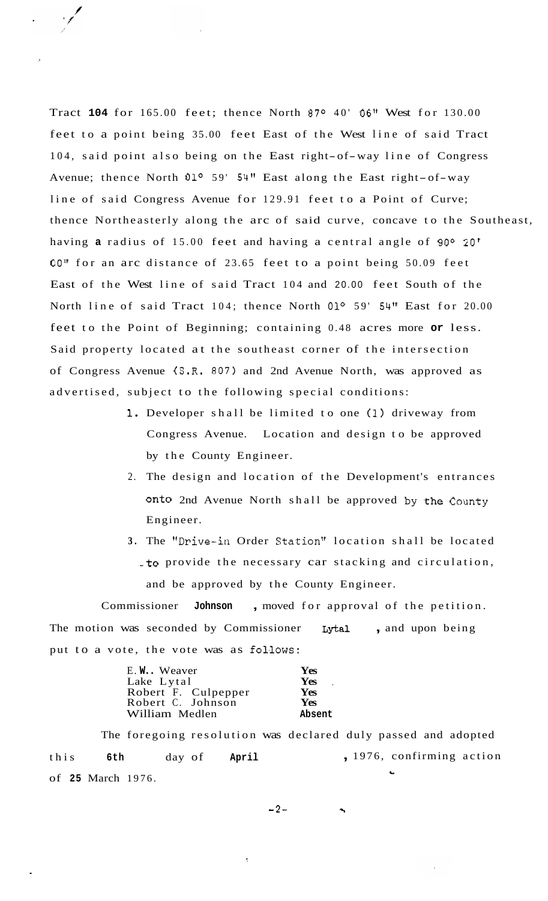Tract **104** for 165.00 feet; thence North 87° 40' 06" West for 130.00 feet to a point being 35.00 feet East of the West line of said Tract 104, said point also being on the East right-of-way line of Congress Avenue; thence North 01° 59' 54" East along the East right-of-way line of said Congress Avenue for 129.91 feet to a Point of Curve; thence Northeasterly along the arc of said curve, concave to the Southeast, having **a** radius of 15.00 feet and having a central angle of 90° 20' 00" for an arc distance of 23.65 feet to a point being 50.09 feet East of the West line of said Tract 104 and 20.00 feet South of the North line of said Tract 104; thence North 01° 59' 54" East for 20.00 feet to the Point of Beginning; containing 0.48 acres more **or** less. Said property located at the southeast corner of the intersection of Congress Avenue (S.R. 807) and 2nd Avenue North, was approved as advertised, subject to the following special conditions:

1. Developer shall be limited to one (1) driveway from Congress Avenue. Location and design to be approved by the County Engineer.
2. The design and location of the Development's entrances onto 2nd Avenue North shall be approved by the County Engineer.
3. The "Drive-in Order Station" location shall be located to provide the necessary car stacking and circulation, and be approved by the County Engineer.

Commissioner **Johnson** , moved for approval of the petition. The motion was seconded by Commissioner **Lytal** , and upon being put to a vote, the vote was as follows:

| | |
|---|---|
| E. W. Weaver | **Yes** |
| Lake Lytal | **Yes** |
| Robert F. Culpepper | **Yes** |
| Robert C. Johnson | **Yes** |
| William Medlen | **Absent** |

The foregoing resolution was declared duly passed and adopted this **6th** day of **April** , 1976, confirming action of **25** March 1976.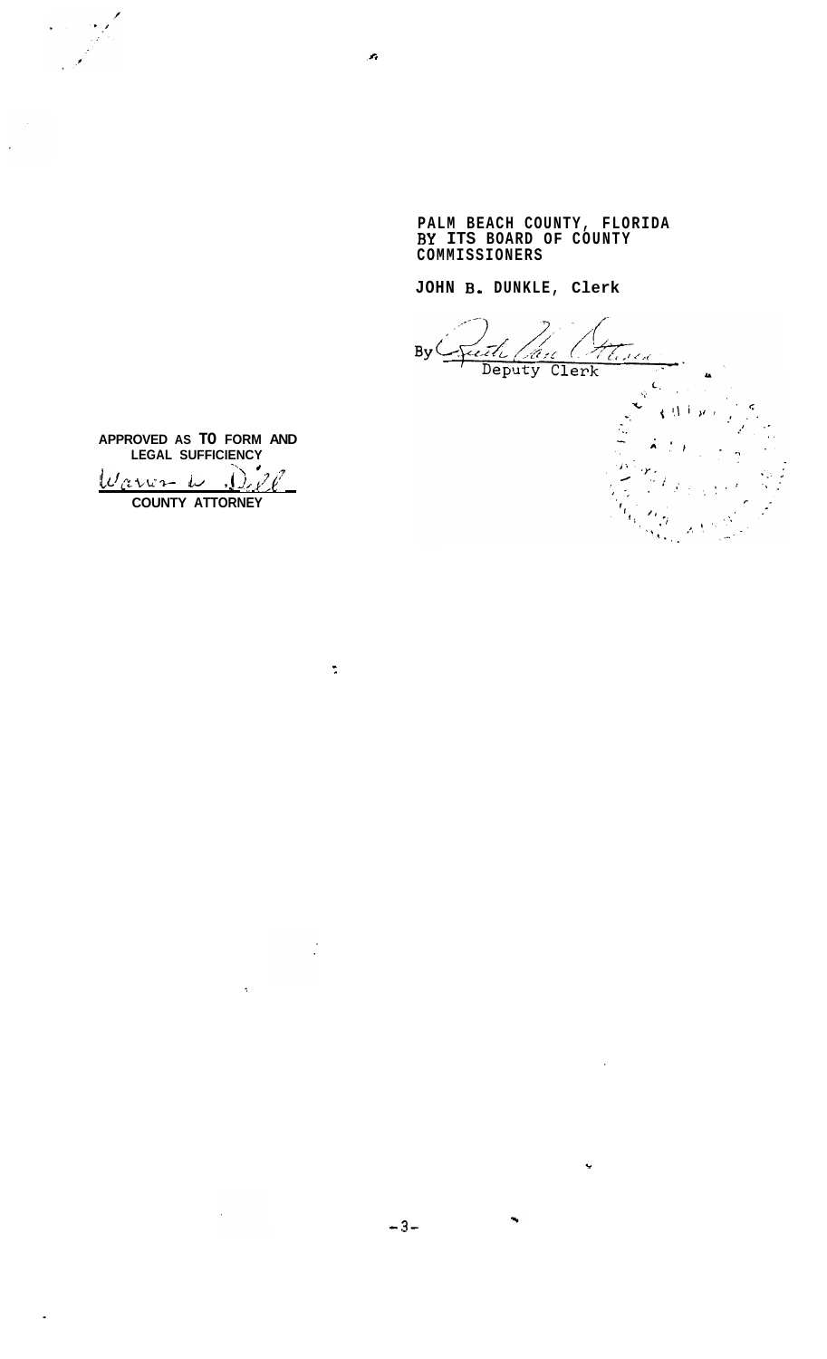PALM BEACH COUNTY, FLORIDA
BY ITS BOARD OF COUNTY
COMMISSIONERS

JOHN B. DUNKLE, Clerk

By ________________________
Deputy Clerk

APPROVED AS TO FORM AND
LEGAL SUFFICIENCY

________________________
COUNTY ATTORNEY